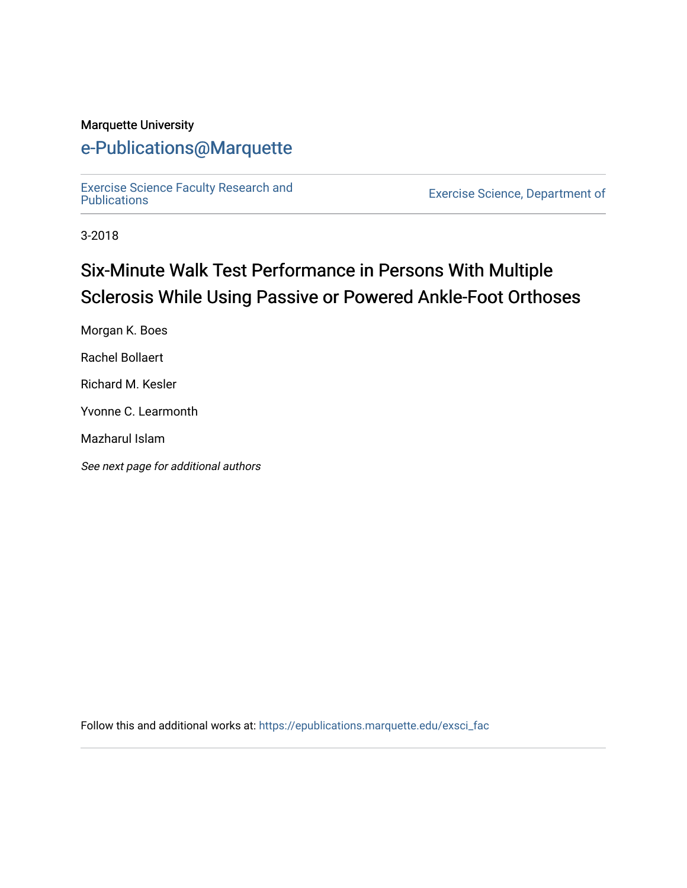Marquette University

# e-Publications@Marquette

Exercise Science Faculty Research and Publications

Exercise Science, Department of

3-2018

# Six-Minute Walk Test Performance in Persons With Multiple Sclerosis While Using Passive or Powered Ankle-Foot Orthoses

Morgan K. Boes

Rachel Bollaert

Richard M. Kesler

Yvonne C. Learmonth

Mazharul Islam

*See next page for additional authors*

Follow this and additional works at: https://epublications.marquette.edu/exsci_fac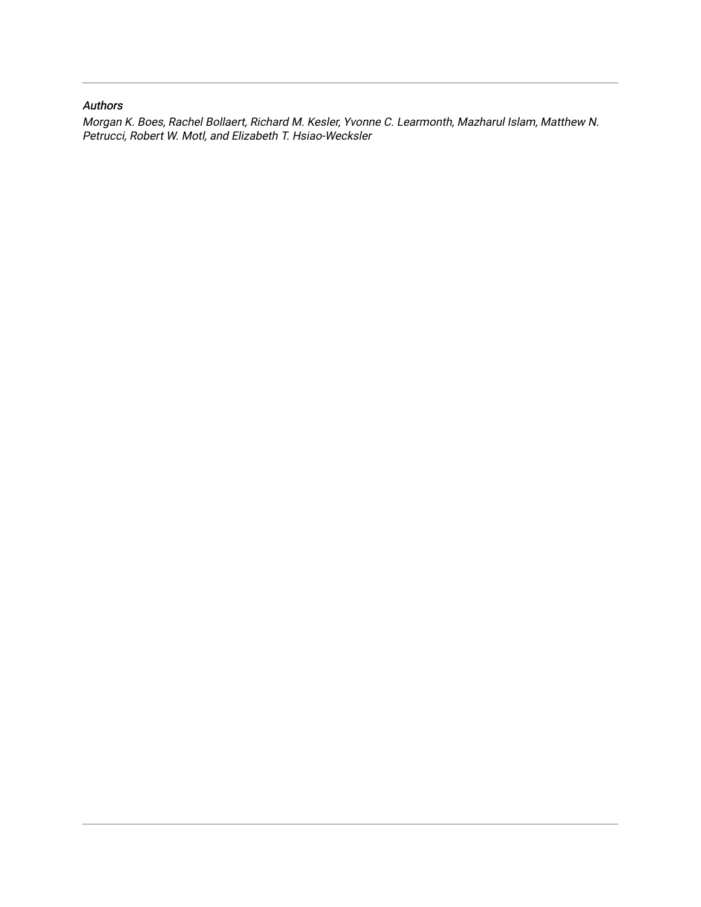*Authors*

*Morgan K. Boes, Rachel Bollaert, Richard M. Kesler, Yvonne C. Learmonth, Mazharul Islam, Matthew N. Petrucci, Robert W. Motl, and Elizabeth T. Hsiao-Wecksler*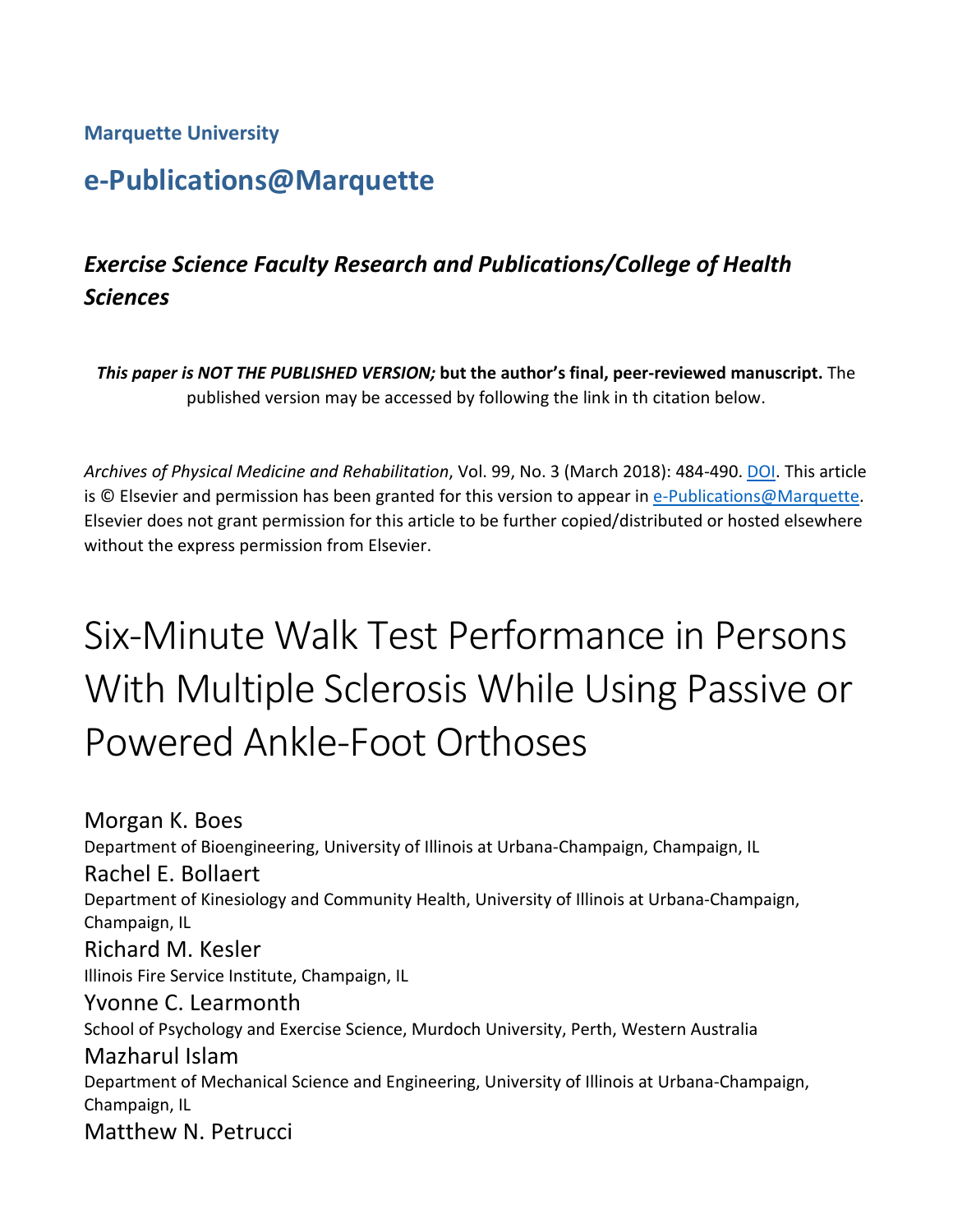**Marquette University**

## e-Publications@Marquette

### *Exercise Science Faculty Research and Publications/College of Health Sciences*

***This paper is NOT THE PUBLISHED VERSION;*** **but the author's final, peer-reviewed manuscript.** The published version may be accessed by following the link in th citation below.

*Archives of Physical Medicine and Rehabilitation*, Vol. 99, No. 3 (March 2018): 484-490. DOI. This article is © Elsevier and permission has been granted for this version to appear in e-Publications@Marquette. Elsevier does not grant permission for this article to be further copied/distributed or hosted elsewhere without the express permission from Elsevier.

# Six-Minute Walk Test Performance in Persons With Multiple Sclerosis While Using Passive or Powered Ankle-Foot Orthoses

Morgan K. Boes
Department of Bioengineering, University of Illinois at Urbana-Champaign, Champaign, IL

Rachel E. Bollaert
Department of Kinesiology and Community Health, University of Illinois at Urbana-Champaign, Champaign, IL

Richard M. Kesler
Illinois Fire Service Institute, Champaign, IL

Yvonne C. Learmonth
School of Psychology and Exercise Science, Murdoch University, Perth, Western Australia

Mazharul Islam
Department of Mechanical Science and Engineering, University of Illinois at Urbana-Champaign, Champaign, IL

Matthew N. Petrucci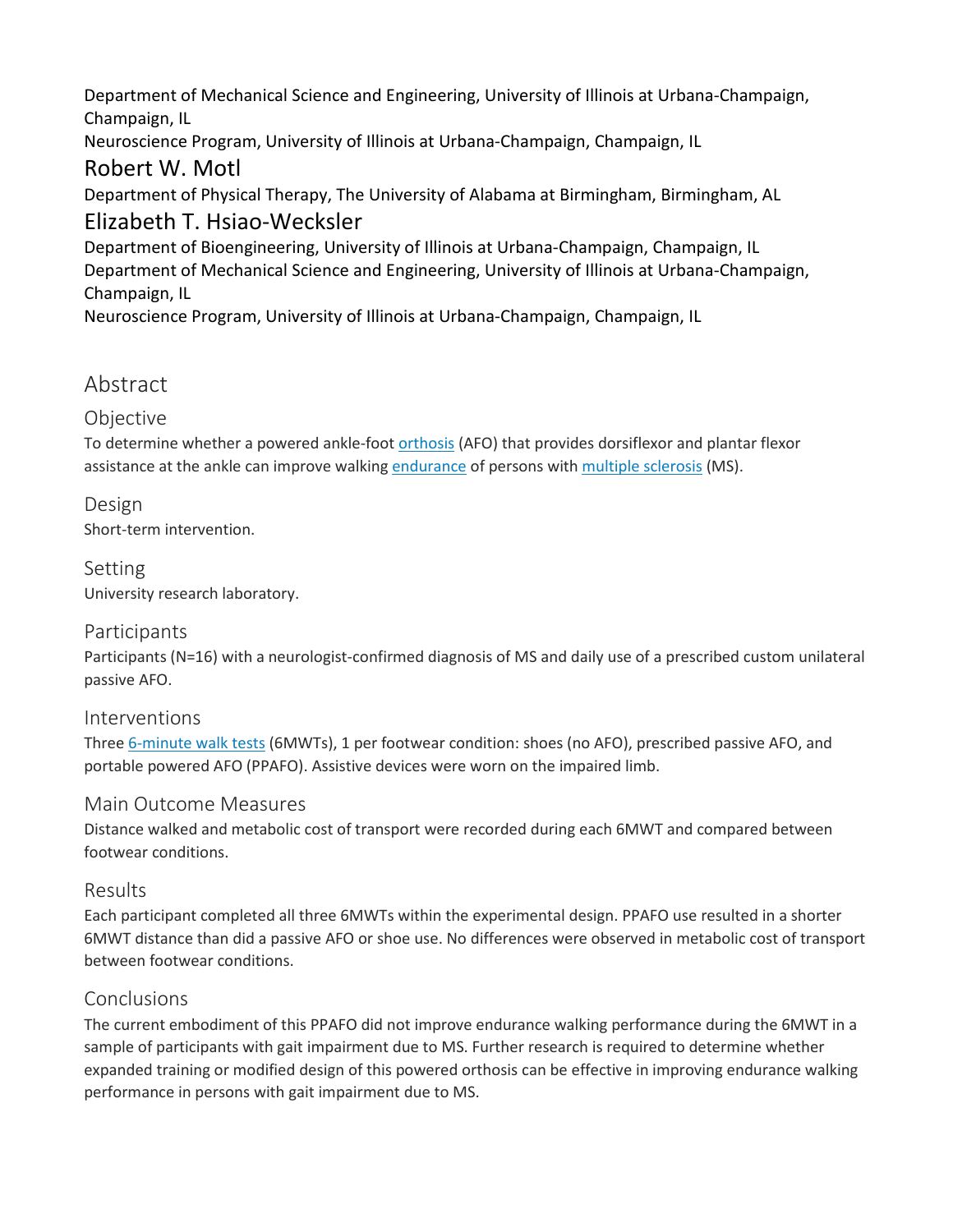Department of Mechanical Science and Engineering, University of Illinois at Urbana-Champaign, Champaign, IL

Neuroscience Program, University of Illinois at Urbana-Champaign, Champaign, IL

## Robert W. Motl

Department of Physical Therapy, The University of Alabama at Birmingham, Birmingham, AL

## Elizabeth T. Hsiao-Wecksler

Department of Bioengineering, University of Illinois at Urbana-Champaign, Champaign, IL

Department of Mechanical Science and Engineering, University of Illinois at Urbana-Champaign, Champaign, IL

Neuroscience Program, University of Illinois at Urbana-Champaign, Champaign, IL

# Abstract

## Objective

To determine whether a powered ankle-foot orthosis (AFO) that provides dorsiflexor and plantar flexor assistance at the ankle can improve walking endurance of persons with multiple sclerosis (MS).

## Design

Short-term intervention.

## Setting

University research laboratory.

## Participants

Participants (N=16) with a neurologist-confirmed diagnosis of MS and daily use of a prescribed custom unilateral passive AFO.

## Interventions

Three 6-minute walk tests (6MWTs), 1 per footwear condition: shoes (no AFO), prescribed passive AFO, and portable powered AFO (PPAFO). Assistive devices were worn on the impaired limb.

## Main Outcome Measures

Distance walked and metabolic cost of transport were recorded during each 6MWT and compared between footwear conditions.

## Results

Each participant completed all three 6MWTs within the experimental design. PPAFO use resulted in a shorter 6MWT distance than did a passive AFO or shoe use. No differences were observed in metabolic cost of transport between footwear conditions.

## Conclusions

The current embodiment of this PPAFO did not improve endurance walking performance during the 6MWT in a sample of participants with gait impairment due to MS. Further research is required to determine whether expanded training or modified design of this powered orthosis can be effective in improving endurance walking performance in persons with gait impairment due to MS.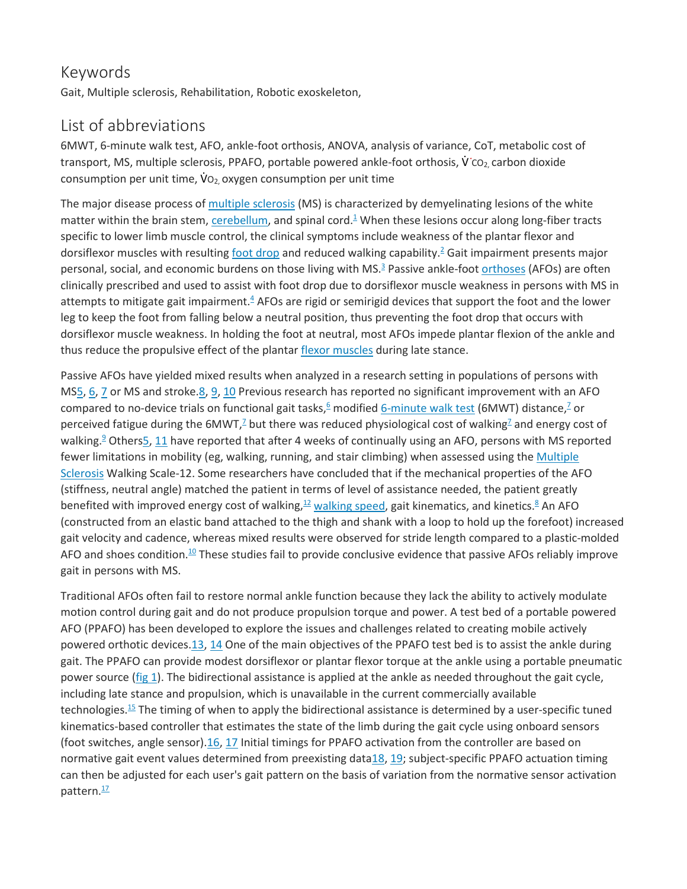## Keywords

Gait, Multiple sclerosis, Rehabilitation, Robotic exoskeleton,

## List of abbreviations

6MWT, 6-minute walk test, AFO, ankle-foot orthosis, ANOVA, analysis of variance, CoT, metabolic cost of transport, MS, multiple sclerosis, PPAFO, portable powered ankle-foot orthosis, $\dot{V}CO_2$, carbon dioxide consumption per unit time, $\dot{V}O_2$, oxygen consumption per unit time

The major disease process of multiple sclerosis (MS) is characterized by demyelinating lesions of the white matter within the brain stem, cerebellum, and spinal cord.[1] When these lesions occur along long-fiber tracts specific to lower limb muscle control, the clinical symptoms include weakness of the plantar flexor and dorsiflexor muscles with resulting foot drop and reduced walking capability.[2] Gait impairment presents major personal, social, and economic burdens on those living with MS.[3] Passive ankle-foot orthoses (AFOs) are often clinically prescribed and used to assist with foot drop due to dorsiflexor muscle weakness in persons with MS in attempts to mitigate gait impairment.[4] AFOs are rigid or semirigid devices that support the foot and the lower leg to keep the foot from falling below a neutral position, thus preventing the foot drop that occurs with dorsiflexor muscle weakness. In holding the foot at neutral, most AFOs impede plantar flexion of the ankle and thus reduce the propulsive effect of the plantar flexor muscles during late stance.

Passive AFOs have yielded mixed results when analyzed in a research setting in populations of persons with MS[5, 6, 7] or MS and stroke.[8, 9, 10] Previous research has reported no significant improvement with an AFO compared to no-device trials on functional gait tasks,[6] modified 6-minute walk test (6MWT) distance,[7] or perceived fatigue during the 6MWT,[7] but there was reduced physiological cost of walking[7] and energy cost of walking.[9] Others[5, 11] have reported that after 4 weeks of continually using an AFO, persons with MS reported fewer limitations in mobility (eg, walking, running, and stair climbing) when assessed using the Multiple Sclerosis Walking Scale-12. Some researchers have concluded that if the mechanical properties of the AFO (stiffness, neutral angle) matched the patient in terms of level of assistance needed, the patient greatly benefited with improved energy cost of walking,[12] walking speed, gait kinematics, and kinetics.[8] An AFO (constructed from an elastic band attached to the thigh and shank with a loop to hold up the forefoot) increased gait velocity and cadence, whereas mixed results were observed for stride length compared to a plastic-molded AFO and shoes condition.[10] These studies fail to provide conclusive evidence that passive AFOs reliably improve gait in persons with MS.

Traditional AFOs often fail to restore normal ankle function because they lack the ability to actively modulate motion control during gait and do not produce propulsion torque and power. A test bed of a portable powered AFO (PPAFO) has been developed to explore the issues and challenges related to creating mobile actively powered orthotic devices.[13, 14] One of the main objectives of the PPAFO test bed is to assist the ankle during gait. The PPAFO can provide modest dorsiflexor or plantar flexor torque at the ankle using a portable pneumatic power source (fig 1). The bidirectional assistance is applied at the ankle as needed throughout the gait cycle, including late stance and propulsion, which is unavailable in the current commercially available technologies.[15] The timing of when to apply the bidirectional assistance is determined by a user-specific tuned kinematics-based controller that estimates the state of the limb during the gait cycle using onboard sensors (foot switches, angle sensor).[16, 17] Initial timings for PPAFO activation from the controller are based on normative gait event values determined from preexisting data[18, 19]; subject-specific PPAFO actuation timing can then be adjusted for each user's gait pattern on the basis of variation from the normative sensor activation pattern.[17]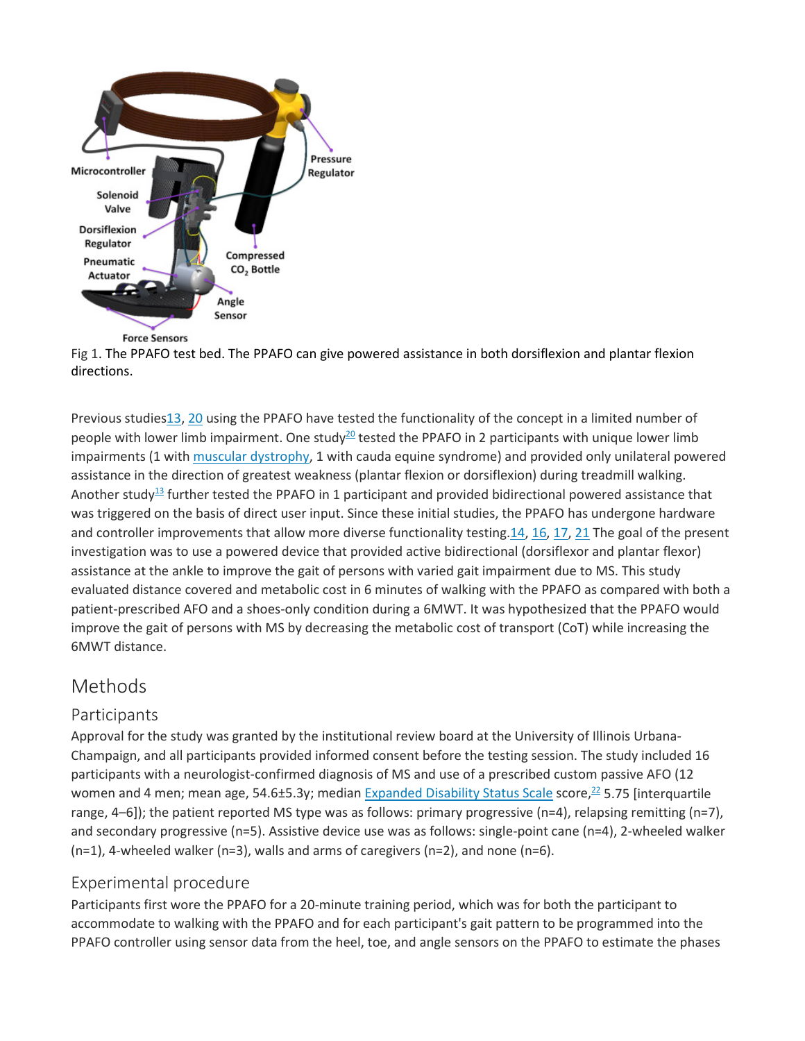Fig 1. The PPAFO test bed. The PPAFO can give powered assistance in both dorsiflexion and plantar flexion directions.

Previous studies[13], [20] using the PPAFO have tested the functionality of the concept in a limited number of people with lower limb impairment. One study[20] tested the PPAFO in 2 participants with unique lower limb impairments (1 with muscular dystrophy, 1 with cauda equine syndrome) and provided only unilateral powered assistance in the direction of greatest weakness (plantar flexion or dorsiflexion) during treadmill walking. Another study[13] further tested the PPAFO in 1 participant and provided bidirectional powered assistance that was triggered on the basis of direct user input. Since these initial studies, the PPAFO has undergone hardware and controller improvements that allow more diverse functionality testing.[14], [16], [17], [21] The goal of the present investigation was to use a powered device that provided active bidirectional (dorsiflexor and plantar flexor) assistance at the ankle to improve the gait of persons with varied gait impairment due to MS. This study evaluated distance covered and metabolic cost in 6 minutes of walking with the PPAFO as compared with both a patient-prescribed AFO and a shoes-only condition during a 6MWT. It was hypothesized that the PPAFO would improve the gait of persons with MS by decreasing the metabolic cost of transport (CoT) while increasing the 6MWT distance.

## Methods

### Participants

Approval for the study was granted by the institutional review board at the University of Illinois Urbana-Champaign, and all participants provided informed consent before the testing session. The study included 16 participants with a neurologist-confirmed diagnosis of MS and use of a prescribed custom passive AFO (12 women and 4 men; mean age, 54.6±5.3y; median Expanded Disability Status Scale score,[22] 5.75 [interquartile range, 4–6]); the patient reported MS type was as follows: primary progressive (n=4), relapsing remitting (n=7), and secondary progressive (n=5). Assistive device use was as follows: single-point cane (n=4), 2-wheeled walker (n=1), 4-wheeled walker (n=3), walls and arms of caregivers (n=2), and none (n=6).

### Experimental procedure

Participants first wore the PPAFO for a 20-minute training period, which was for both the participant to accommodate to walking with the PPAFO and for each participant's gait pattern to be programmed into the PPAFO controller using sensor data from the heel, toe, and angle sensors on the PPAFO to estimate the phases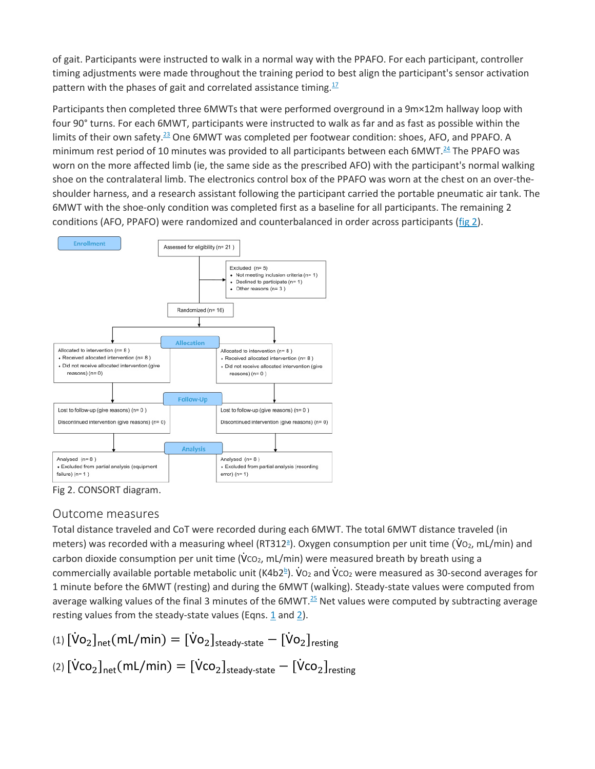of gait. Participants were instructed to walk in a normal way with the PPAFO. For each participant, controller timing adjustments were made throughout the training period to best align the participant's sensor activation pattern with the phases of gait and correlated assistance timing.[17]

Participants then completed three 6MWTs that were performed overground in a 9m×12m hallway loop with four 90° turns. For each 6MWT, participants were instructed to walk as far and as fast as possible within the limits of their own safety.[23] One 6MWT was completed per footwear condition: shoes, AFO, and PPAFO. A minimum rest period of 10 minutes was provided to all participants between each 6MWT.[24] The PPAFO was worn on the more affected limb (ie, the same side as the prescribed AFO) with the participant's normal walking shoe on the contralateral limb. The electronics control box of the PPAFO was worn at the chest on an over-the-shoulder harness, and a research assistant following the participant carried the portable pneumatic air tank. The 6MWT with the shoe-only condition was completed first as a baseline for all participants. The remaining 2 conditions (AFO, PPAFO) were randomized and counterbalanced in order across participants (fig 2).

**Enrollment**

Assessed for eligibility (n= 21 )

Excluded (n= 5)
- Not meeting inclusion criteria (n= 1)
- Declined to participate (n= 1)
- Other reasons (n= 3 )

Randomized (n= 16)

**Allocation**

Allocated to intervention (n= 8 )
- Received allocated intervention (n= 8 )
- Did not receive allocated intervention (give reasons) (n= 0)

Allocated to intervention (n= 8 )
- Received allocated intervention (n= 8 )
- Did not receive allocated intervention (give reasons) (n= 0 )

**Follow-Up**

Lost to follow-up (give reasons) (n= 0 )

Discontinued intervention (give reasons) (n= 0)

Lost to follow-up (give reasons) (n= 0 )

Discontinued intervention (give reasons) (n= 0)

**Analysis**

Analysed (n= 8 )
- Excluded from partial analysis (equipment failure) (n= 1 )

Analysed (n= 8 )
- Excluded from partial analysis (recording error) (n= 1)

Fig 2. CONSORT diagram.

## Outcome measures

Total distance traveled and CoT were recorded during each 6MWT. The total 6MWT distance traveled (in meters) was recorded with a measuring wheel (RT312[a]). Oxygen consumption per unit time ($\dot{V}O_2$, mL/min) and carbon dioxide consumption per unit time ($\dot{V}CO_2$, mL/min) were measured breath by breath using a commercially available portable metabolic unit (K4b2[b]). $\dot{V}O_2$ and $\dot{V}CO_2$ were measured as 30-second averages for 1 minute before the 6MWT (resting) and during the 6MWT (walking). Steady-state values were computed from average walking values of the final 3 minutes of the 6MWT.[25] Net values were computed by subtracting average resting values from the steady-state values (Eqns. 1 and 2).

$$(1)\ [\dot{V}O_2]_{net}(\text{mL/min}) = [\dot{V}O_2]_{\text{steady-state}} - [\dot{V}O_2]_{\text{resting}}$$

$$(2)\ [\dot{V}CO_2]_{net}(\text{mL/min}) = [\dot{V}CO_2]_{\text{steady-state}} - [\dot{V}CO_2]_{\text{resting}}$$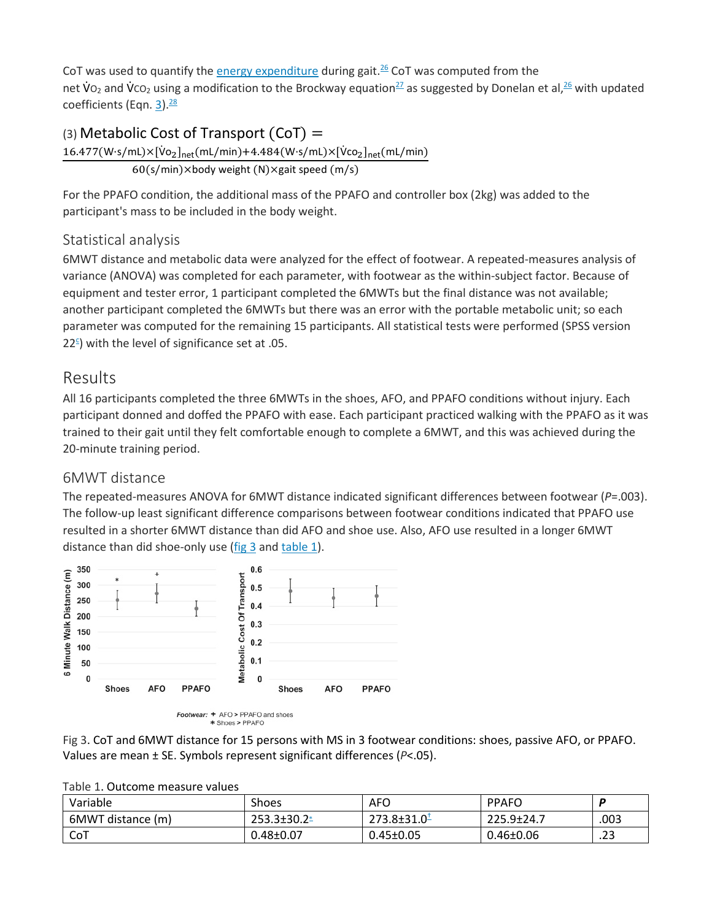CoT was used to quantify the energy expenditure during gait.[26] CoT was computed from the net $\dot{V}O_2$ and $\dot{V}CO_2$ using a modification to the Brockway equation[27] as suggested by Donelan et al,[26] with updated coefficients (Eqn. 3).[28]

$$\text{(3) Metabolic Cost of Transport (CoT)} = \frac{16.477(\text{W·s/mL})\times[\dot{V}O_2]_{net}(\text{mL/min})+4.484(\text{W·s/mL})\times[\dot{V}CO_2]_{net}(\text{mL/min})}{60(\text{s/min})\times\text{body weight (N)}\times\text{gait speed (m/s)}}$$

For the PPAFO condition, the additional mass of the PPAFO and controller box (2kg) was added to the participant's mass to be included in the body weight.

## Statistical analysis

6MWT distance and metabolic data were analyzed for the effect of footwear. A repeated-measures analysis of variance (ANOVA) was completed for each parameter, with footwear as the within-subject factor. Because of equipment and tester error, 1 participant completed the 6MWTs but the final distance was not available; another participant completed the 6MWTs but there was an error with the portable metabolic unit; so each parameter was computed for the remaining 15 participants. All statistical tests were performed (SPSS version 22[c]) with the level of significance set at .05.

# Results

All 16 participants completed the three 6MWTs in the shoes, AFO, and PPAFO conditions without injury. Each participant donned and doffed the PPAFO with ease. Each participant practiced walking with the PPAFO as it was trained to their gait until they felt comfortable enough to complete a 6MWT, and this was achieved during the 20-minute training period.

## 6MWT distance

The repeated-measures ANOVA for 6MWT distance indicated significant differences between footwear ($P$=.003). The follow-up least significant difference comparisons between footwear conditions indicated that PPAFO use resulted in a shorter 6MWT distance than did AFO and shoe use. Also, AFO use resulted in a longer 6MWT distance than did shoe-only use (fig 3 and table 1).

Footwear: + AFO > PPAFO and shoes
* Shoes > PPAFO

Fig 3. CoT and 6MWT distance for 15 persons with MS in 3 footwear conditions: shoes, passive AFO, or PPAFO. Values are mean ± SE. Symbols represent significant differences ($P$<.05).

Table 1. Outcome measure values

| Variable | Shoes | AFO | PPAFO | *P* |
|---|---|---|---|---|
| 6MWT distance (m) | 253.3±30.2* | 273.8±31.0† | 225.9±24.7 | .003 |
| CoT | 0.48±0.07 | 0.45±0.05 | 0.46±0.06 | .23 |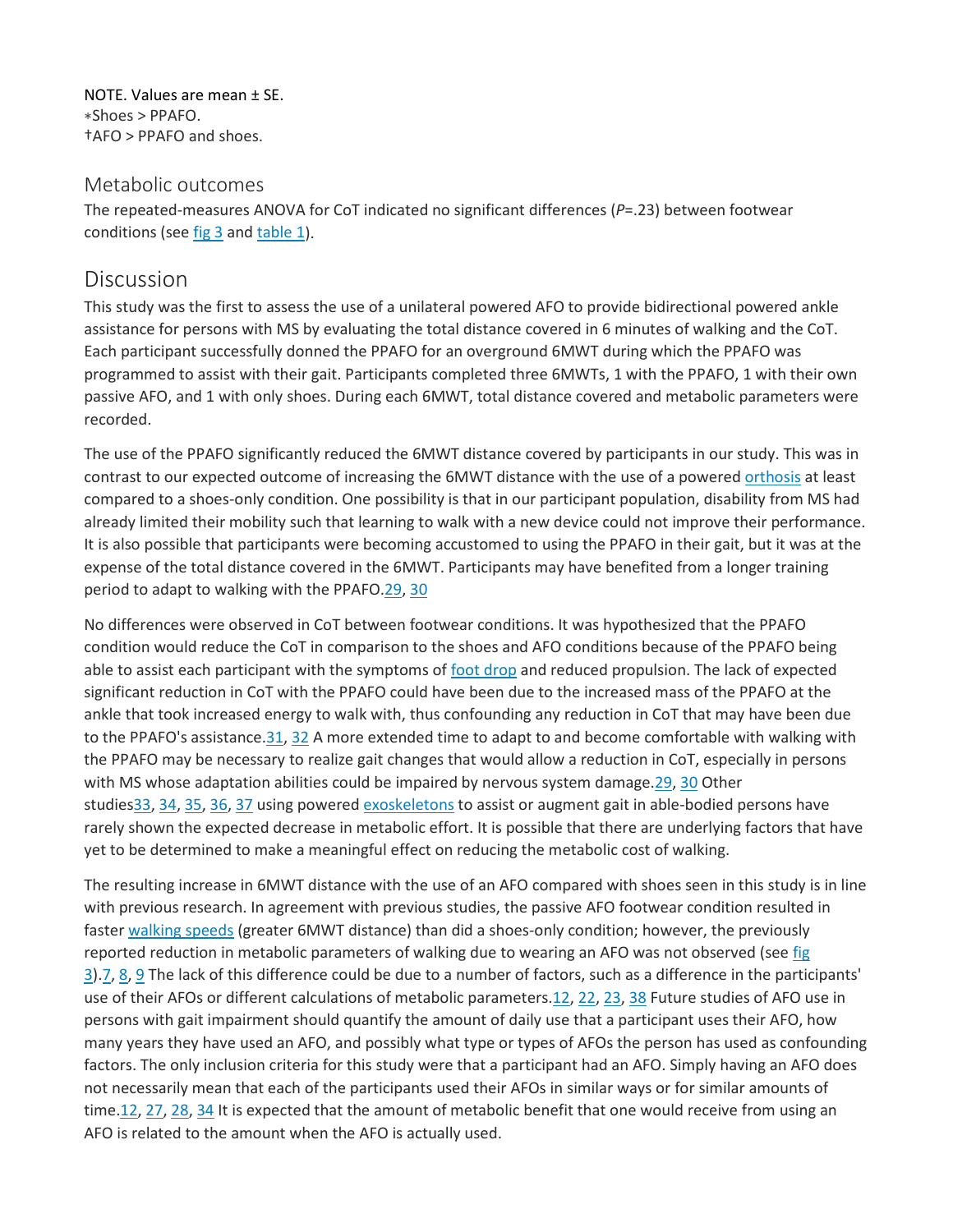NOTE. Values are mean ± SE.
*Shoes > PPAFO.
†AFO > PPAFO and shoes.

### Metabolic outcomes

The repeated-measures ANOVA for CoT indicated no significant differences ($P$=.23) between footwear conditions (see fig 3 and table 1).

## Discussion

This study was the first to assess the use of a unilateral powered AFO to provide bidirectional powered ankle assistance for persons with MS by evaluating the total distance covered in 6 minutes of walking and the CoT. Each participant successfully donned the PPAFO for an overground 6MWT during which the PPAFO was programmed to assist with their gait. Participants completed three 6MWTs, 1 with the PPAFO, 1 with their own passive AFO, and 1 with only shoes. During each 6MWT, total distance covered and metabolic parameters were recorded.

The use of the PPAFO significantly reduced the 6MWT distance covered by participants in our study. This was in contrast to our expected outcome of increasing the 6MWT distance with the use of a powered orthosis at least compared to a shoes-only condition. One possibility is that in our participant population, disability from MS had already limited their mobility such that learning to walk with a new device could not improve their performance. It is also possible that participants were becoming accustomed to using the PPAFO in their gait, but it was at the expense of the total distance covered in the 6MWT. Participants may have benefited from a longer training period to adapt to walking with the PPAFO.[29, 30]

No differences were observed in CoT between footwear conditions. It was hypothesized that the PPAFO condition would reduce the CoT in comparison to the shoes and AFO conditions because of the PPAFO being able to assist each participant with the symptoms of foot drop and reduced propulsion. The lack of expected significant reduction in CoT with the PPAFO could have been due to the increased mass of the PPAFO at the ankle that took increased energy to walk with, thus confounding any reduction in CoT that may have been due to the PPAFO's assistance.[31, 32] A more extended time to adapt to and become comfortable with walking with the PPAFO may be necessary to realize gait changes that would allow a reduction in CoT, especially in persons with MS whose adaptation abilities could be impaired by nervous system damage.[29, 30] Other studies[33, 34, 35, 36, 37] using powered exoskeletons to assist or augment gait in able-bodied persons have rarely shown the expected decrease in metabolic effort. It is possible that there are underlying factors that have yet to be determined to make a meaningful effect on reducing the metabolic cost of walking.

The resulting increase in 6MWT distance with the use of an AFO compared with shoes seen in this study is in line with previous research. In agreement with previous studies, the passive AFO footwear condition resulted in faster walking speeds (greater 6MWT distance) than did a shoes-only condition; however, the previously reported reduction in metabolic parameters of walking due to wearing an AFO was not observed (see fig 3).[7, 8, 9] The lack of this difference could be due to a number of factors, such as a difference in the participants' use of their AFOs or different calculations of metabolic parameters.[12, 22, 23, 38] Future studies of AFO use in persons with gait impairment should quantify the amount of daily use that a participant uses their AFO, how many years they have used an AFO, and possibly what type or types of AFOs the person has used as confounding factors. The only inclusion criteria for this study were that a participant had an AFO. Simply having an AFO does not necessarily mean that each of the participants used their AFOs in similar ways or for similar amounts of time.[12, 27, 28, 34] It is expected that the amount of metabolic benefit that one would receive from using an AFO is related to the amount when the AFO is actually used.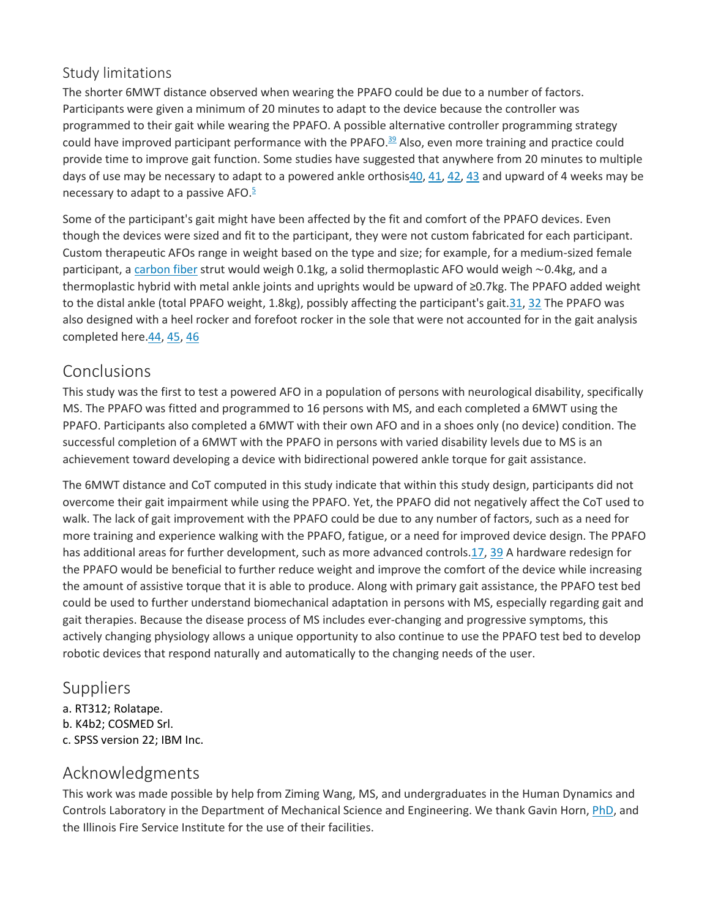## Study limitations

The shorter 6MWT distance observed when wearing the PPAFO could be due to a number of factors. Participants were given a minimum of 20 minutes to adapt to the device because the controller was programmed to their gait while wearing the PPAFO. A possible alternative controller programming strategy could have improved participant performance with the PPAFO.[39] Also, even more training and practice could provide time to improve gait function. Some studies have suggested that anywhere from 20 minutes to multiple days of use may be necessary to adapt to a powered ankle orthosis[40, 41, 42, 43] and upward of 4 weeks may be necessary to adapt to a passive AFO.[5]

Some of the participant's gait might have been affected by the fit and comfort of the PPAFO devices. Even though the devices were sized and fit to the participant, they were not custom fabricated for each participant. Custom therapeutic AFOs range in weight based on the type and size; for example, for a medium-sized female participant, a carbon fiber strut would weigh 0.1kg, a solid thermoplastic AFO would weigh ~0.4kg, and a thermoplastic hybrid with metal ankle joints and uprights would be upward of ≥0.7kg. The PPAFO added weight to the distal ankle (total PPAFO weight, 1.8kg), possibly affecting the participant's gait.[31, 32] The PPAFO was also designed with a heel rocker and forefoot rocker in the sole that were not accounted for in the gait analysis completed here.[44, 45, 46]

## Conclusions

This study was the first to test a powered AFO in a population of persons with neurological disability, specifically MS. The PPAFO was fitted and programmed to 16 persons with MS, and each completed a 6MWT using the PPAFO. Participants also completed a 6MWT with their own AFO and in a shoes only (no device) condition. The successful completion of a 6MWT with the PPAFO in persons with varied disability levels due to MS is an achievement toward developing a device with bidirectional powered ankle torque for gait assistance.

The 6MWT distance and CoT computed in this study indicate that within this study design, participants did not overcome their gait impairment while using the PPAFO. Yet, the PPAFO did not negatively affect the CoT used to walk. The lack of gait improvement with the PPAFO could be due to any number of factors, such as a need for more training and experience walking with the PPAFO, fatigue, or a need for improved device design. The PPAFO has additional areas for further development, such as more advanced controls.[17, 39] A hardware redesign for the PPAFO would be beneficial to further reduce weight and improve the comfort of the device while increasing the amount of assistive torque that it is able to produce. Along with primary gait assistance, the PPAFO test bed could be used to further understand biomechanical adaptation in persons with MS, especially regarding gait and gait therapies. Because the disease process of MS includes ever-changing and progressive symptoms, this actively changing physiology allows a unique opportunity to also continue to use the PPAFO test bed to develop robotic devices that respond naturally and automatically to the changing needs of the user.

## Suppliers

a. RT312; Rolatape.
b. K4b2; COSMED Srl.
c. SPSS version 22; IBM Inc.

## Acknowledgments

This work was made possible by help from Ziming Wang, MS, and undergraduates in the Human Dynamics and Controls Laboratory in the Department of Mechanical Science and Engineering. We thank Gavin Horn, PhD, and the Illinois Fire Service Institute for the use of their facilities.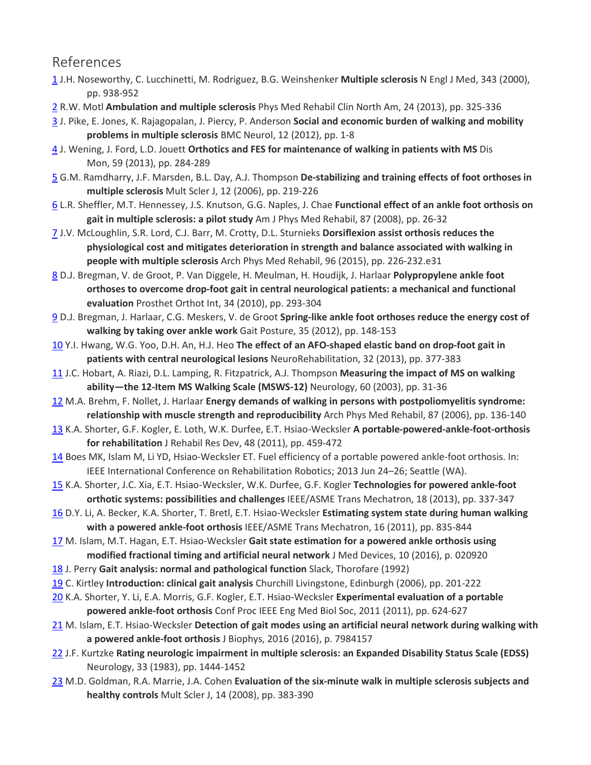# References

1 J.H. Noseworthy, C. Lucchinetti, M. Rodriguez, B.G. Weinshenker **Multiple sclerosis** N Engl J Med, 343 (2000), pp. 938-952

2 R.W. Motl **Ambulation and multiple sclerosis** Phys Med Rehabil Clin North Am, 24 (2013), pp. 325-336

3 J. Pike, E. Jones, K. Rajagopalan, J. Piercy, P. Anderson **Social and economic burden of walking and mobility problems in multiple sclerosis** BMC Neurol, 12 (2012), pp. 1-8

4 J. Wening, J. Ford, L.D. Jouett **Orthotics and FES for maintenance of walking in patients with MS** Dis Mon, 59 (2013), pp. 284-289

5 G.M. Ramdharry, J.F. Marsden, B.L. Day, A.J. Thompson **De-stabilizing and training effects of foot orthoses in multiple sclerosis** Mult Scler J, 12 (2006), pp. 219-226

6 L.R. Sheffler, M.T. Hennessey, J.S. Knutson, G.G. Naples, J. Chae **Functional effect of an ankle foot orthosis on gait in multiple sclerosis: a pilot study** Am J Phys Med Rehabil, 87 (2008), pp. 26-32

7 J.V. McLoughlin, S.R. Lord, C.J. Barr, M. Crotty, D.L. Sturnieks **Dorsiflexion assist orthosis reduces the physiological cost and mitigates deterioration in strength and balance associated with walking in people with multiple sclerosis** Arch Phys Med Rehabil, 96 (2015), pp. 226-232.e31

8 D.J. Bregman, V. de Groot, P. Van Diggele, H. Meulman, H. Houdijk, J. Harlaar **Polypropylene ankle foot orthoses to overcome drop-foot gait in central neurological patients: a mechanical and functional evaluation** Prosthet Orthot Int, 34 (2010), pp. 293-304

9 D.J. Bregman, J. Harlaar, C.G. Meskers, V. de Groot **Spring-like ankle foot orthoses reduce the energy cost of walking by taking over ankle work** Gait Posture, 35 (2012), pp. 148-153

10 Y.I. Hwang, W.G. Yoo, D.H. An, H.J. Heo **The effect of an AFO-shaped elastic band on drop-foot gait in patients with central neurological lesions** NeuroRehabilitation, 32 (2013), pp. 377-383

11 J.C. Hobart, A. Riazi, D.L. Lamping, R. Fitzpatrick, A.J. Thompson **Measuring the impact of MS on walking ability—the 12-Item MS Walking Scale (MSWS-12)** Neurology, 60 (2003), pp. 31-36

12 M.A. Brehm, F. Nollet, J. Harlaar **Energy demands of walking in persons with postpoliomyelitis syndrome: relationship with muscle strength and reproducibility** Arch Phys Med Rehabil, 87 (2006), pp. 136-140

13 K.A. Shorter, G.F. Kogler, E. Loth, W.K. Durfee, E.T. Hsiao-Wecksler **A portable-powered-ankle-foot-orthosis for rehabilitation** J Rehabil Res Dev, 48 (2011), pp. 459-472

14 Boes MK, Islam M, Li YD, Hsiao-Wecksler ET. Fuel efficiency of a portable powered ankle-foot orthosis. In: IEEE International Conference on Rehabilitation Robotics; 2013 Jun 24–26; Seattle (WA).

15 K.A. Shorter, J.C. Xia, E.T. Hsiao-Wecksler, W.K. Durfee, G.F. Kogler **Technologies for powered ankle-foot orthotic systems: possibilities and challenges** IEEE/ASME Trans Mechatron, 18 (2013), pp. 337-347

16 D.Y. Li, A. Becker, K.A. Shorter, T. Bretl, E.T. Hsiao-Wecksler **Estimating system state during human walking with a powered ankle-foot orthosis** IEEE/ASME Trans Mechatron, 16 (2011), pp. 835-844

17 M. Islam, M.T. Hagan, E.T. Hsiao-Wecksler **Gait state estimation for a powered ankle orthosis using modified fractional timing and artificial neural network** J Med Devices, 10 (2016), p. 020920

18 J. Perry **Gait analysis: normal and pathological function** Slack, Thorofare (1992)

19 C. Kirtley **Introduction: clinical gait analysis** Churchill Livingstone, Edinburgh (2006), pp. 201-222

20 K.A. Shorter, Y. Li, E.A. Morris, G.F. Kogler, E.T. Hsiao-Wecksler **Experimental evaluation of a portable powered ankle-foot orthosis** Conf Proc IEEE Eng Med Biol Soc, 2011 (2011), pp. 624-627

21 M. Islam, E.T. Hsiao-Wecksler **Detection of gait modes using an artificial neural network during walking with a powered ankle-foot orthosis** J Biophys, 2016 (2016), p. 7984157

22 J.F. Kurtzke **Rating neurologic impairment in multiple sclerosis: an Expanded Disability Status Scale (EDSS)** Neurology, 33 (1983), pp. 1444-1452

23 M.D. Goldman, R.A. Marrie, J.A. Cohen **Evaluation of the six-minute walk in multiple sclerosis subjects and healthy controls** Mult Scler J, 14 (2008), pp. 383-390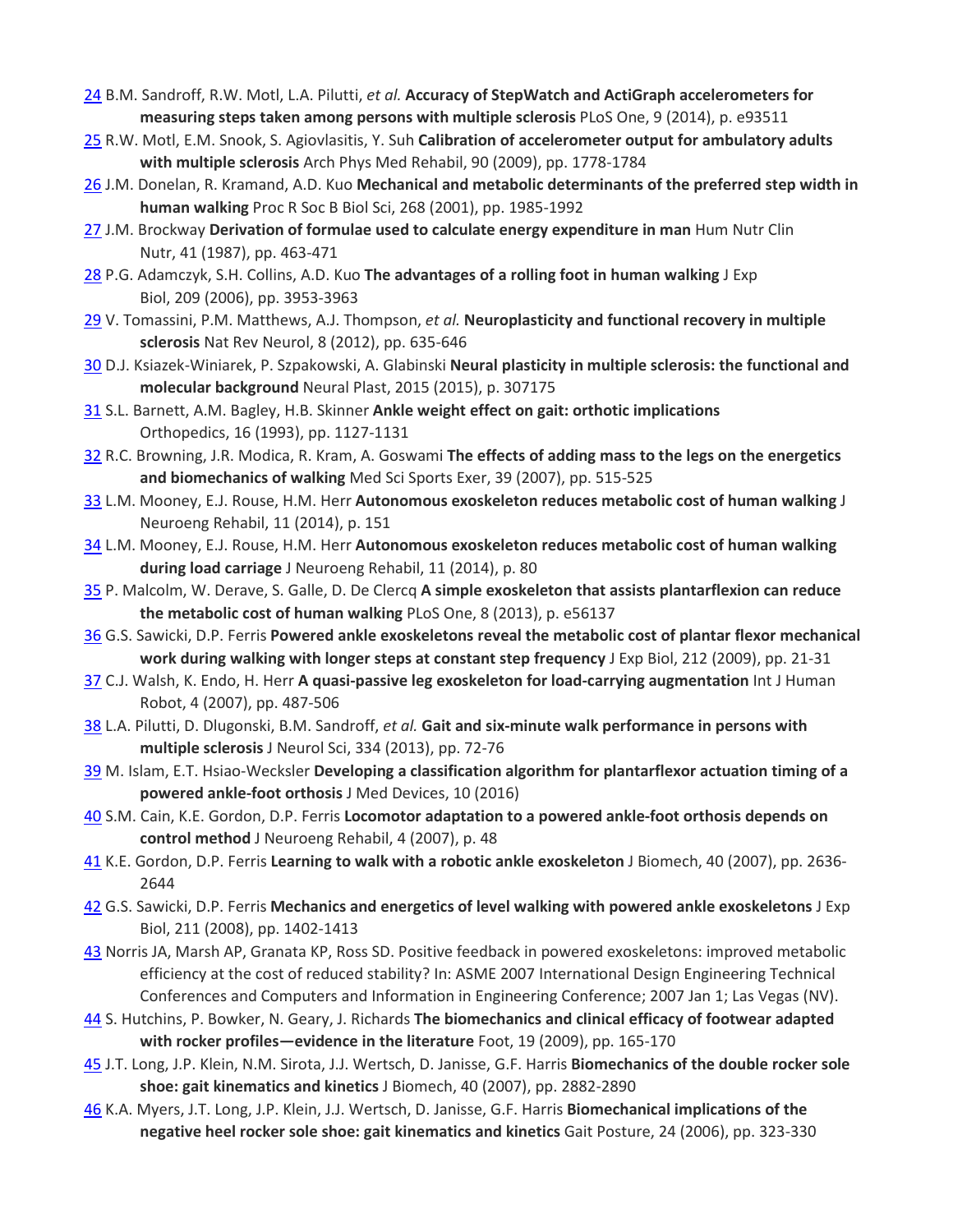[24] B.M. Sandroff, R.W. Motl, L.A. Pilutti, *et al.* **Accuracy of StepWatch and ActiGraph accelerometers for measuring steps taken among persons with multiple sclerosis** PLoS One, 9 (2014), p. e93511

[25] R.W. Motl, E.M. Snook, S. Agiovlasitis, Y. Suh **Calibration of accelerometer output for ambulatory adults with multiple sclerosis** Arch Phys Med Rehabil, 90 (2009), pp. 1778-1784

[26] J.M. Donelan, R. Kramand, A.D. Kuo **Mechanical and metabolic determinants of the preferred step width in human walking** Proc R Soc B Biol Sci, 268 (2001), pp. 1985-1992

[27] J.M. Brockway **Derivation of formulae used to calculate energy expenditure in man** Hum Nutr Clin Nutr, 41 (1987), pp. 463-471

[28] P.G. Adamczyk, S.H. Collins, A.D. Kuo **The advantages of a rolling foot in human walking** J Exp Biol, 209 (2006), pp. 3953-3963

[29] V. Tomassini, P.M. Matthews, A.J. Thompson, *et al.* **Neuroplasticity and functional recovery in multiple sclerosis** Nat Rev Neurol, 8 (2012), pp. 635-646

[30] D.J. Ksiazek-Winiarek, P. Szpakowski, A. Glabinski **Neural plasticity in multiple sclerosis: the functional and molecular background** Neural Plast, 2015 (2015), p. 307175

[31] S.L. Barnett, A.M. Bagley, H.B. Skinner **Ankle weight effect on gait: orthotic implications** Orthopedics, 16 (1993), pp. 1127-1131

[32] R.C. Browning, J.R. Modica, R. Kram, A. Goswami **The effects of adding mass to the legs on the energetics and biomechanics of walking** Med Sci Sports Exer, 39 (2007), pp. 515-525

[33] L.M. Mooney, E.J. Rouse, H.M. Herr **Autonomous exoskeleton reduces metabolic cost of human walking** J Neuroeng Rehabil, 11 (2014), p. 151

[34] L.M. Mooney, E.J. Rouse, H.M. Herr **Autonomous exoskeleton reduces metabolic cost of human walking during load carriage** J Neuroeng Rehabil, 11 (2014), p. 80

[35] P. Malcolm, W. Derave, S. Galle, D. De Clercq **A simple exoskeleton that assists plantarflexion can reduce the metabolic cost of human walking** PLoS One, 8 (2013), p. e56137

[36] G.S. Sawicki, D.P. Ferris **Powered ankle exoskeletons reveal the metabolic cost of plantar flexor mechanical work during walking with longer steps at constant step frequency** J Exp Biol, 212 (2009), pp. 21-31

[37] C.J. Walsh, K. Endo, H. Herr **A quasi-passive leg exoskeleton for load-carrying augmentation** Int J Human Robot, 4 (2007), pp. 487-506

[38] L.A. Pilutti, D. Dlugonski, B.M. Sandroff, *et al.* **Gait and six-minute walk performance in persons with multiple sclerosis** J Neurol Sci, 334 (2013), pp. 72-76

[39] M. Islam, E.T. Hsiao-Wecksler **Developing a classification algorithm for plantarflexor actuation timing of a powered ankle-foot orthosis** J Med Devices, 10 (2016)

[40] S.M. Cain, K.E. Gordon, D.P. Ferris **Locomotor adaptation to a powered ankle-foot orthosis depends on control method** J Neuroeng Rehabil, 4 (2007), p. 48

[41] K.E. Gordon, D.P. Ferris **Learning to walk with a robotic ankle exoskeleton** J Biomech, 40 (2007), pp. 2636-2644

[42] G.S. Sawicki, D.P. Ferris **Mechanics and energetics of level walking with powered ankle exoskeletons** J Exp Biol, 211 (2008), pp. 1402-1413

[43] Norris JA, Marsh AP, Granata KP, Ross SD. Positive feedback in powered exoskeletons: improved metabolic efficiency at the cost of reduced stability? In: ASME 2007 International Design Engineering Technical Conferences and Computers and Information in Engineering Conference; 2007 Jan 1; Las Vegas (NV).

[44] S. Hutchins, P. Bowker, N. Geary, J. Richards **The biomechanics and clinical efficacy of footwear adapted with rocker profiles—evidence in the literature** Foot, 19 (2009), pp. 165-170

[45] J.T. Long, J.P. Klein, N.M. Sirota, J.J. Wertsch, D. Janisse, G.F. Harris **Biomechanics of the double rocker sole shoe: gait kinematics and kinetics** J Biomech, 40 (2007), pp. 2882-2890

[46] K.A. Myers, J.T. Long, J.P. Klein, J.J. Wertsch, D. Janisse, G.F. Harris **Biomechanical implications of the negative heel rocker sole shoe: gait kinematics and kinetics** Gait Posture, 24 (2006), pp. 323-330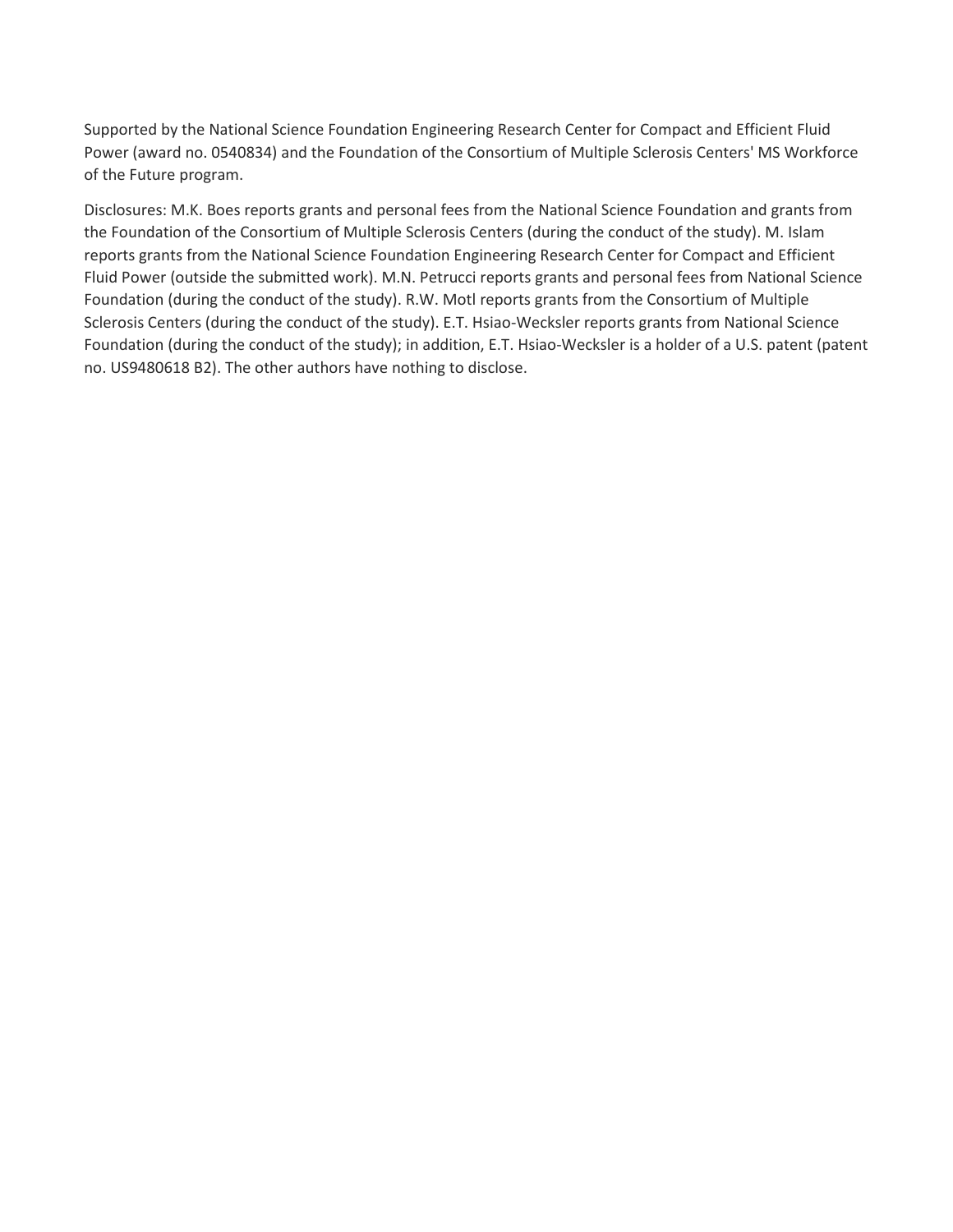Supported by the National Science Foundation Engineering Research Center for Compact and Efficient Fluid Power (award no. 0540834) and the Foundation of the Consortium of Multiple Sclerosis Centers' MS Workforce of the Future program.

Disclosures: M.K. Boes reports grants and personal fees from the National Science Foundation and grants from the Foundation of the Consortium of Multiple Sclerosis Centers (during the conduct of the study). M. Islam reports grants from the National Science Foundation Engineering Research Center for Compact and Efficient Fluid Power (outside the submitted work). M.N. Petrucci reports grants and personal fees from National Science Foundation (during the conduct of the study). R.W. Motl reports grants from the Consortium of Multiple Sclerosis Centers (during the conduct of the study). E.T. Hsiao-Wecksler reports grants from National Science Foundation (during the conduct of the study); in addition, E.T. Hsiao-Wecksler is a holder of a U.S. patent (patent no. US9480618 B2). The other authors have nothing to disclose.